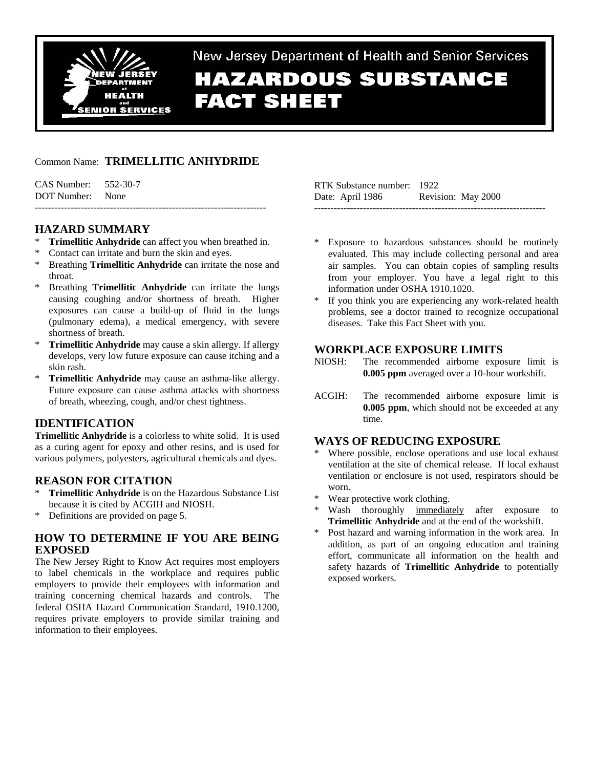New Jersey Department of Health and Senior Services

# HAZARDOUS SUBSTANCE FACT SHEET

Common Name: **TRIMELLITIC ANHYDRIDE**

CAS Number: 552-30-7
DOT Number: None

RTK Substance number: 1922
Date: April 1986 Revision: May 2000

---

## HAZARD SUMMARY

* **Trimellitic Anhydride** can affect you when breathed in.
* Contact can irritate and burn the skin and eyes.
* Breathing **Trimellitic Anhydride** can irritate the nose and throat.
* Breathing **Trimellitic Anhydride** can irritate the lungs causing coughing and/or shortness of breath. Higher exposures can cause a build-up of fluid in the lungs (pulmonary edema), a medical emergency, with severe shortness of breath.
* **Trimellitic Anhydride** may cause a skin allergy. If allergy develops, very low future exposure can cause itching and a skin rash.
* **Trimellitic Anhydride** may cause an asthma-like allergy. Future exposure can cause asthma attacks with shortness of breath, wheezing, cough, and/or chest tightness.

## IDENTIFICATION

**Trimellitic Anhydride** is a colorless to white solid. It is used as a curing agent for epoxy and other resins, and is used for various polymers, polyesters, agricultural chemicals and dyes.

## REASON FOR CITATION

* **Trimellitic Anhydride** is on the Hazardous Substance List because it is cited by ACGIH and NIOSH.
* Definitions are provided on page 5.

## HOW TO DETERMINE IF YOU ARE BEING EXPOSED

The New Jersey Right to Know Act requires most employers to label chemicals in the workplace and requires public employers to provide their employees with information and training concerning chemical hazards and controls. The federal OSHA Hazard Communication Standard, 1910.1200, requires private employers to provide similar training and information to their employees.

* Exposure to hazardous substances should be routinely evaluated. This may include collecting personal and area air samples. You can obtain copies of sampling results from your employer. You have a legal right to this information under OSHA 1910.1020.
* If you think you are experiencing any work-related health problems, see a doctor trained to recognize occupational diseases. Take this Fact Sheet with you.

## WORKPLACE EXPOSURE LIMITS

NIOSH: The recommended airborne exposure limit is **0.005 ppm** averaged over a 10-hour workshift.

ACGIH: The recommended airborne exposure limit is **0.005 ppm**, which should not be exceeded at any time.

## WAYS OF REDUCING EXPOSURE

* Where possible, enclose operations and use local exhaust ventilation at the site of chemical release. If local exhaust ventilation or enclosure is not used, respirators should be worn.
* Wear protective work clothing.
* Wash thoroughly immediately after exposure to **Trimellitic Anhydride** and at the end of the workshift.
* Post hazard and warning information in the work area. In addition, as part of an ongoing education and training effort, communicate all information on the health and safety hazards of **Trimellitic Anhydride** to potentially exposed workers.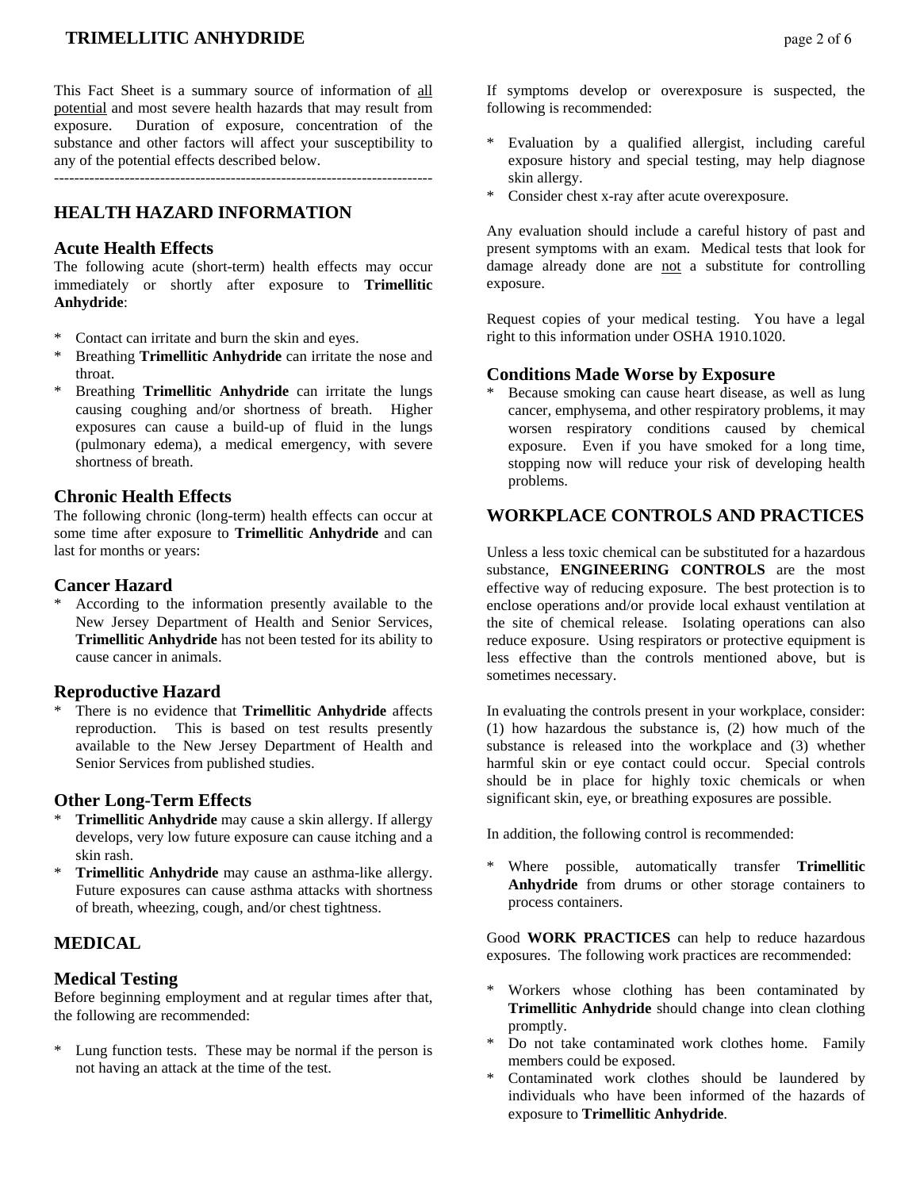This Fact Sheet is a summary source of information of all potential and most severe health hazards that may result from exposure. Duration of exposure, concentration of the substance and other factors will affect your susceptibility to any of the potential effects described below.

---

## HEALTH HAZARD INFORMATION

### Acute Health Effects

The following acute (short-term) health effects may occur immediately or shortly after exposure to **Trimellitic Anhydride**:

* Contact can irritate and burn the skin and eyes.
* Breathing **Trimellitic Anhydride** can irritate the nose and throat.
* Breathing **Trimellitic Anhydride** can irritate the lungs causing coughing and/or shortness of breath. Higher exposures can cause a build-up of fluid in the lungs (pulmonary edema), a medical emergency, with severe shortness of breath.

### Chronic Health Effects

The following chronic (long-term) health effects can occur at some time after exposure to **Trimellitic Anhydride** and can last for months or years:

### Cancer Hazard

* According to the information presently available to the New Jersey Department of Health and Senior Services, **Trimellitic Anhydride** has not been tested for its ability to cause cancer in animals.

### Reproductive Hazard

* There is no evidence that **Trimellitic Anhydride** affects reproduction. This is based on test results presently available to the New Jersey Department of Health and Senior Services from published studies.

### Other Long-Term Effects

* **Trimellitic Anhydride** may cause a skin allergy. If allergy develops, very low future exposure can cause itching and a skin rash.
* **Trimellitic Anhydride** may cause an asthma-like allergy. Future exposures can cause asthma attacks with shortness of breath, wheezing, cough, and/or chest tightness.

## MEDICAL

### Medical Testing

Before beginning employment and at regular times after that, the following are recommended:

* Lung function tests. These may be normal if the person is not having an attack at the time of the test.

If symptoms develop or overexposure is suspected, the following is recommended:

* Evaluation by a qualified allergist, including careful exposure history and special testing, may help diagnose skin allergy.
* Consider chest x-ray after acute overexposure.

Any evaluation should include a careful history of past and present symptoms with an exam. Medical tests that look for damage already done are not a substitute for controlling exposure.

Request copies of your medical testing. You have a legal right to this information under OSHA 1910.1020.

### Conditions Made Worse by Exposure

* Because smoking can cause heart disease, as well as lung cancer, emphysema, and other respiratory problems, it may worsen respiratory conditions caused by chemical exposure. Even if you have smoked for a long time, stopping now will reduce your risk of developing health problems.

## WORKPLACE CONTROLS AND PRACTICES

Unless a less toxic chemical can be substituted for a hazardous substance, **ENGINEERING CONTROLS** are the most effective way of reducing exposure. The best protection is to enclose operations and/or provide local exhaust ventilation at the site of chemical release. Isolating operations can also reduce exposure. Using respirators or protective equipment is less effective than the controls mentioned above, but is sometimes necessary.

In evaluating the controls present in your workplace, consider: (1) how hazardous the substance is, (2) how much of the substance is released into the workplace and (3) whether harmful skin or eye contact could occur. Special controls should be in place for highly toxic chemicals or when significant skin, eye, or breathing exposures are possible.

In addition, the following control is recommended:

* Where possible, automatically transfer **Trimellitic Anhydride** from drums or other storage containers to process containers.

Good **WORK PRACTICES** can help to reduce hazardous exposures. The following work practices are recommended:

* Workers whose clothing has been contaminated by **Trimellitic Anhydride** should change into clean clothing promptly.
* Do not take contaminated work clothes home. Family members could be exposed.
* Contaminated work clothes should be laundered by individuals who have been informed of the hazards of exposure to **Trimellitic Anhydride**.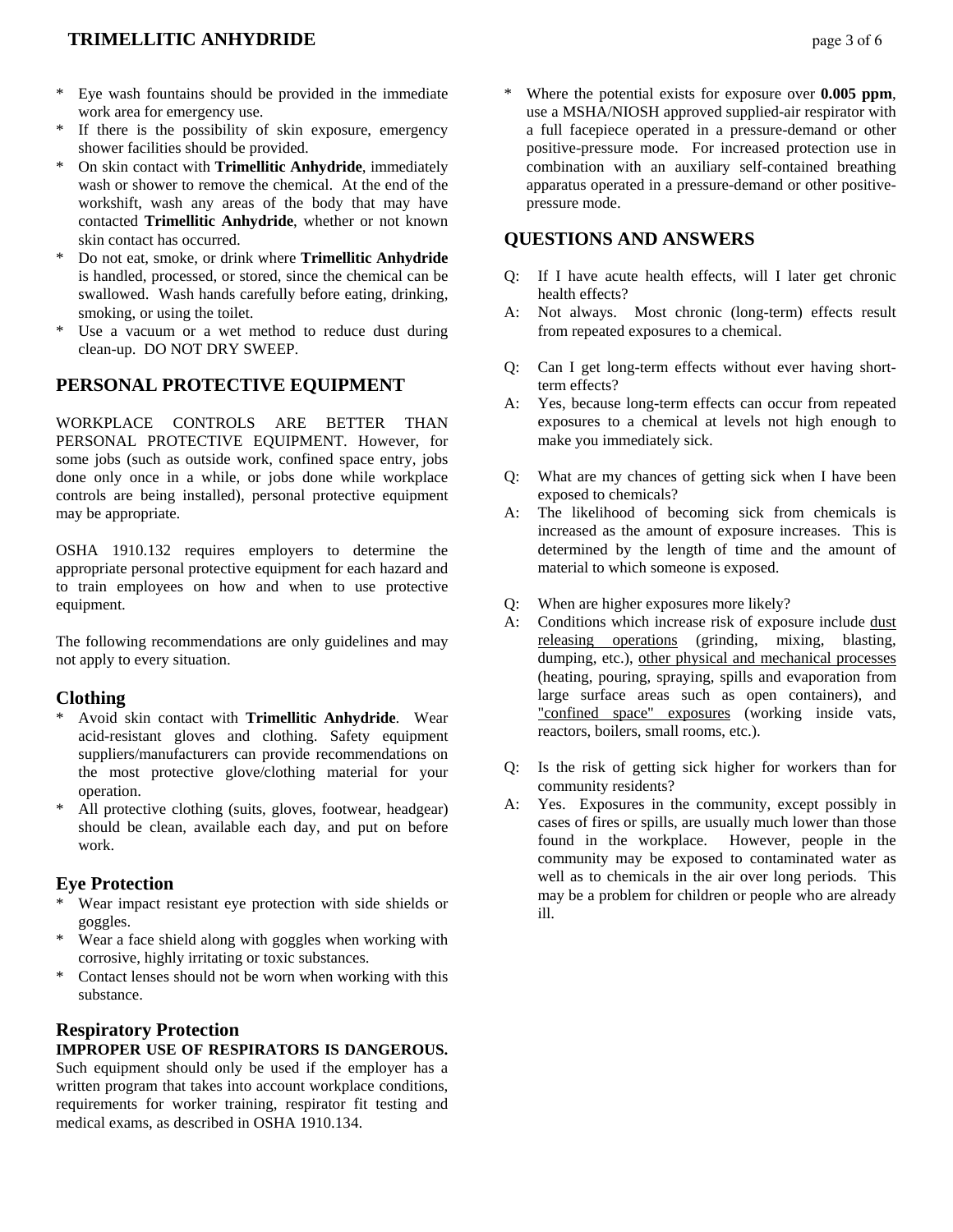* Eye wash fountains should be provided in the immediate work area for emergency use.
* If there is the possibility of skin exposure, emergency shower facilities should be provided.
* On skin contact with **Trimellitic Anhydride**, immediately wash or shower to remove the chemical. At the end of the workshift, wash any areas of the body that may have contacted **Trimellitic Anhydride**, whether or not known skin contact has occurred.
* Do not eat, smoke, or drink where **Trimellitic Anhydride** is handled, processed, or stored, since the chemical can be swallowed. Wash hands carefully before eating, drinking, smoking, or using the toilet.
* Use a vacuum or a wet method to reduce dust during clean-up. DO NOT DRY SWEEP.

## PERSONAL PROTECTIVE EQUIPMENT

WORKPLACE CONTROLS ARE BETTER THAN PERSONAL PROTECTIVE EQUIPMENT. However, for some jobs (such as outside work, confined space entry, jobs done only once in a while, or jobs done while workplace controls are being installed), personal protective equipment may be appropriate.

OSHA 1910.132 requires employers to determine the appropriate personal protective equipment for each hazard and to train employees on how and when to use protective equipment.

The following recommendations are only guidelines and may not apply to every situation.

### Clothing

* Avoid skin contact with **Trimellitic Anhydride**. Wear acid-resistant gloves and clothing. Safety equipment suppliers/manufacturers can provide recommendations on the most protective glove/clothing material for your operation.
* All protective clothing (suits, gloves, footwear, headgear) should be clean, available each day, and put on before work.

### Eye Protection

* Wear impact resistant eye protection with side shields or goggles.
* Wear a face shield along with goggles when working with corrosive, highly irritating or toxic substances.
* Contact lenses should not be worn when working with this substance.

### Respiratory Protection

**IMPROPER USE OF RESPIRATORS IS DANGEROUS.** Such equipment should only be used if the employer has a written program that takes into account workplace conditions, requirements for worker training, respirator fit testing and medical exams, as described in OSHA 1910.134.

* Where the potential exists for exposure over **0.005 ppm**, use a MSHA/NIOSH approved supplied-air respirator with a full facepiece operated in a pressure-demand or other positive-pressure mode. For increased protection use in combination with an auxiliary self-contained breathing apparatus operated in a pressure-demand or other positive-pressure mode.

## QUESTIONS AND ANSWERS

Q: If I have acute health effects, will I later get chronic health effects?
A: Not always. Most chronic (long-term) effects result from repeated exposures to a chemical.

Q: Can I get long-term effects without ever having short-term effects?
A: Yes, because long-term effects can occur from repeated exposures to a chemical at levels not high enough to make you immediately sick.

Q: What are my chances of getting sick when I have been exposed to chemicals?
A: The likelihood of becoming sick from chemicals is increased as the amount of exposure increases. This is determined by the length of time and the amount of material to which someone is exposed.

Q: When are higher exposures more likely?
A: Conditions which increase risk of exposure include dust releasing operations (grinding, mixing, blasting, dumping, etc.), other physical and mechanical processes (heating, pouring, spraying, spills and evaporation from large surface areas such as open containers), and "confined space" exposures (working inside vats, reactors, boilers, small rooms, etc.).

Q: Is the risk of getting sick higher for workers than for community residents?
A: Yes. Exposures in the community, except possibly in cases of fires or spills, are usually much lower than those found in the workplace. However, people in the community may be exposed to contaminated water as well as to chemicals in the air over long periods. This may be a problem for children or people who are already ill.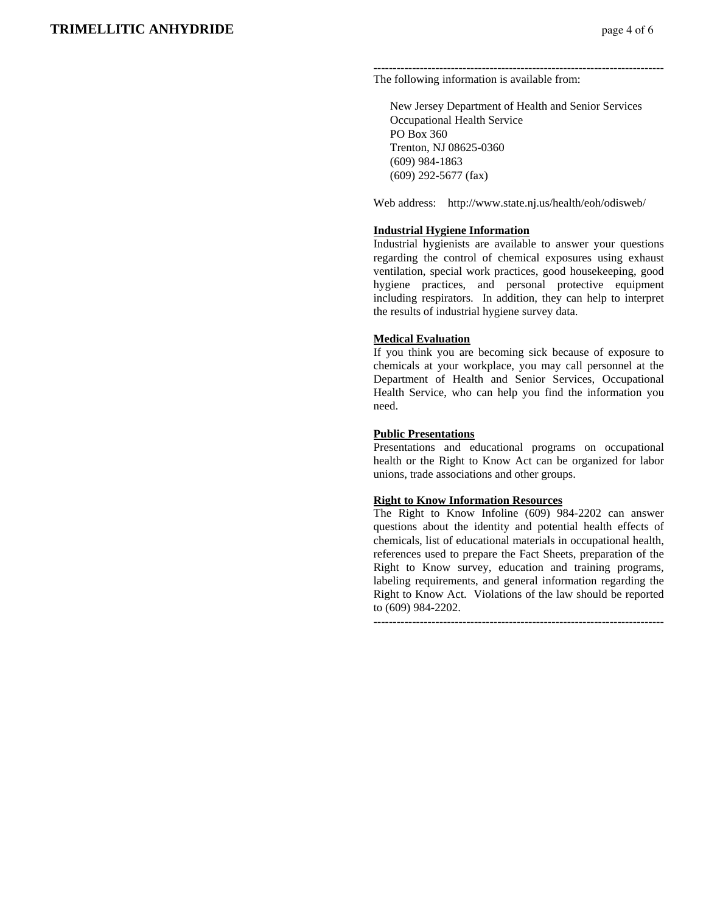---

The following information is available from:

New Jersey Department of Health and Senior Services
Occupational Health Service
PO Box 360
Trenton, NJ 08625-0360
(609) 984-1863
(609) 292-5677 (fax)

Web address: http://www.state.nj.us/health/eoh/odisweb/

**Industrial Hygiene Information**

Industrial hygienists are available to answer your questions regarding the control of chemical exposures using exhaust ventilation, special work practices, good housekeeping, good hygiene practices, and personal protective equipment including respirators. In addition, they can help to interpret the results of industrial hygiene survey data.

**Medical Evaluation**

If you think you are becoming sick because of exposure to chemicals at your workplace, you may call personnel at the Department of Health and Senior Services, Occupational Health Service, who can help you find the information you need.

**Public Presentations**

Presentations and educational programs on occupational health or the Right to Know Act can be organized for labor unions, trade associations and other groups.

**Right to Know Information Resources**

The Right to Know Infoline (609) 984-2202 can answer questions about the identity and potential health effects of chemicals, list of educational materials in occupational health, references used to prepare the Fact Sheets, preparation of the Right to Know survey, education and training programs, labeling requirements, and general information regarding the Right to Know Act. Violations of the law should be reported to (609) 984-2202.

---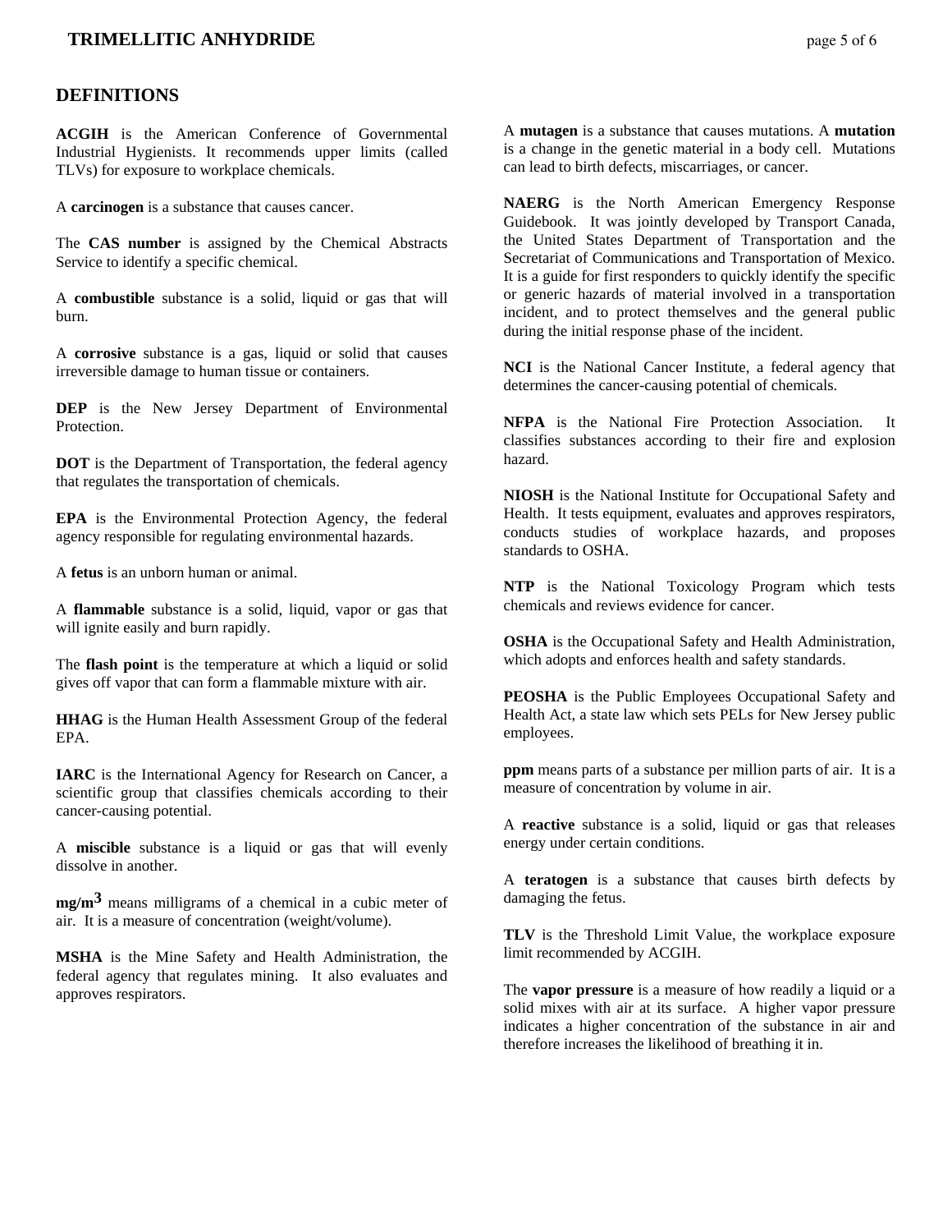## DEFINITIONS

**ACGIH** is the American Conference of Governmental Industrial Hygienists. It recommends upper limits (called TLVs) for exposure to workplace chemicals.

A **carcinogen** is a substance that causes cancer.

The **CAS number** is assigned by the Chemical Abstracts Service to identify a specific chemical.

A **combustible** substance is a solid, liquid or gas that will burn.

A **corrosive** substance is a gas, liquid or solid that causes irreversible damage to human tissue or containers.

**DEP** is the New Jersey Department of Environmental Protection.

**DOT** is the Department of Transportation, the federal agency that regulates the transportation of chemicals.

**EPA** is the Environmental Protection Agency, the federal agency responsible for regulating environmental hazards.

A **fetus** is an unborn human or animal.

A **flammable** substance is a solid, liquid, vapor or gas that will ignite easily and burn rapidly.

The **flash point** is the temperature at which a liquid or solid gives off vapor that can form a flammable mixture with air.

**HHAG** is the Human Health Assessment Group of the federal EPA.

**IARC** is the International Agency for Research on Cancer, a scientific group that classifies chemicals according to their cancer-causing potential.

A **miscible** substance is a liquid or gas that will evenly dissolve in another.

**mg/m$^3$** means milligrams of a chemical in a cubic meter of air. It is a measure of concentration (weight/volume).

**MSHA** is the Mine Safety and Health Administration, the federal agency that regulates mining. It also evaluates and approves respirators.

A **mutagen** is a substance that causes mutations. A **mutation** is a change in the genetic material in a body cell. Mutations can lead to birth defects, miscarriages, or cancer.

**NAERG** is the North American Emergency Response Guidebook. It was jointly developed by Transport Canada, the United States Department of Transportation and the Secretariat of Communications and Transportation of Mexico. It is a guide for first responders to quickly identify the specific or generic hazards of material involved in a transportation incident, and to protect themselves and the general public during the initial response phase of the incident.

**NCI** is the National Cancer Institute, a federal agency that determines the cancer-causing potential of chemicals.

**NFPA** is the National Fire Protection Association. It classifies substances according to their fire and explosion hazard.

**NIOSH** is the National Institute for Occupational Safety and Health. It tests equipment, evaluates and approves respirators, conducts studies of workplace hazards, and proposes standards to OSHA.

**NTP** is the National Toxicology Program which tests chemicals and reviews evidence for cancer.

**OSHA** is the Occupational Safety and Health Administration, which adopts and enforces health and safety standards.

**PEOSHA** is the Public Employees Occupational Safety and Health Act, a state law which sets PELs for New Jersey public employees.

**ppm** means parts of a substance per million parts of air. It is a measure of concentration by volume in air.

A **reactive** substance is a solid, liquid or gas that releases energy under certain conditions.

A **teratogen** is a substance that causes birth defects by damaging the fetus.

**TLV** is the Threshold Limit Value, the workplace exposure limit recommended by ACGIH.

The **vapor pressure** is a measure of how readily a liquid or a solid mixes with air at its surface. A higher vapor pressure indicates a higher concentration of the substance in air and therefore increases the likelihood of breathing it in.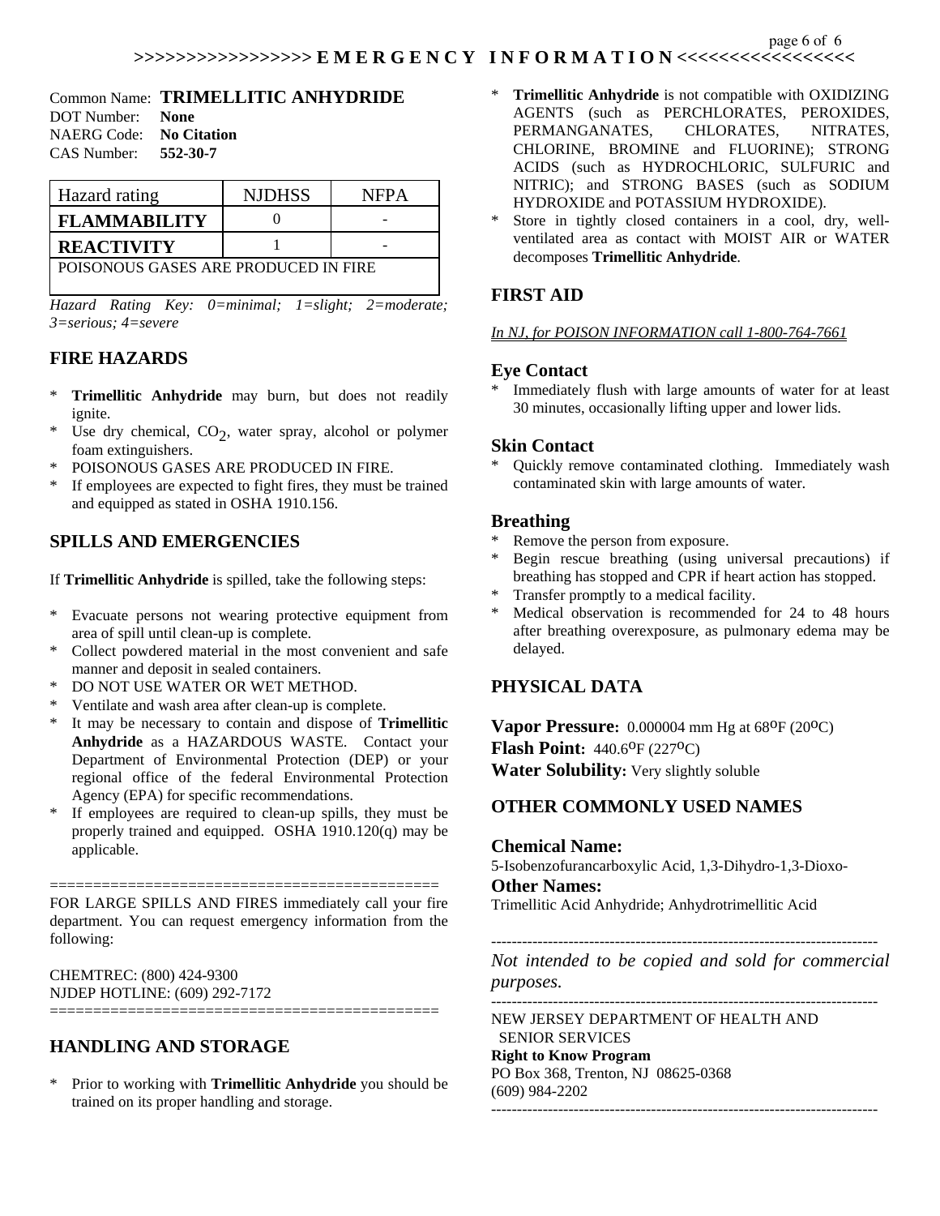# >>>>>>>>>>>>>>>>> E M E R G E N C Y   I N F O R M A T I O N <<<<<<<<<<<<<<<<<

Common Name: **TRIMELLITIC ANHYDRIDE**
DOT Number: **None**
NAERG Code: **No Citation**
CAS Number: **552-30-7**

| Hazard rating | NJDHSS | NFPA |
|---|---|---|
| **FLAMMABILITY** | 0 | - |
| **REACTIVITY** | 1 | - |
| POISONOUS GASES ARE PRODUCED IN FIRE | | |

*Hazard Rating Key: 0=minimal; 1=slight; 2=moderate; 3=serious; 4=severe*

## FIRE HAZARDS

* **Trimellitic Anhydride** may burn, but does not readily ignite.
* Use dry chemical, $CO_2$, water spray, alcohol or polymer foam extinguishers.
* POISONOUS GASES ARE PRODUCED IN FIRE.
* If employees are expected to fight fires, they must be trained and equipped as stated in OSHA 1910.156.

## SPILLS AND EMERGENCIES

If **Trimellitic Anhydride** is spilled, take the following steps:

* Evacuate persons not wearing protective equipment from area of spill until clean-up is complete.
* Collect powdered material in the most convenient and safe manner and deposit in sealed containers.
* DO NOT USE WATER OR WET METHOD.
* Ventilate and wash area after clean-up is complete.
* It may be necessary to contain and dispose of **Trimellitic Anhydride** as a HAZARDOUS WASTE. Contact your Department of Environmental Protection (DEP) or your regional office of the federal Environmental Protection Agency (EPA) for specific recommendations.
* If employees are required to clean-up spills, they must be properly trained and equipped. OSHA 1910.120(q) may be applicable.

============================================

FOR LARGE SPILLS AND FIRES immediately call your fire department. You can request emergency information from the following:

CHEMTREC: (800) 424-9300
NJDEP HOTLINE: (609) 292-7172

============================================

## HANDLING AND STORAGE

* Prior to working with **Trimellitic Anhydride** you should be trained on its proper handling and storage.
* **Trimellitic Anhydride** is not compatible with OXIDIZING AGENTS (such as PERCHLORATES, PEROXIDES, PERMANGANATES, CHLORATES, NITRATES, CHLORINE, BROMINE and FLUORINE); STRONG ACIDS (such as HYDROCHLORIC, SULFURIC and NITRIC); and STRONG BASES (such as SODIUM HYDROXIDE and POTASSIUM HYDROXIDE).
* Store in tightly closed containers in a cool, dry, well-ventilated area as contact with MOIST AIR or WATER decomposes **Trimellitic Anhydride**.

## FIRST AID

*In NJ, for POISON INFORMATION call 1-800-764-7661*

### Eye Contact

* Immediately flush with large amounts of water for at least 30 minutes, occasionally lifting upper and lower lids.

### Skin Contact

* Quickly remove contaminated clothing. Immediately wash contaminated skin with large amounts of water.

### Breathing

* Remove the person from exposure.
* Begin rescue breathing (using universal precautions) if breathing has stopped and CPR if heart action has stopped.
* Transfer promptly to a medical facility.
* Medical observation is recommended for 24 to 48 hours after breathing overexposure, as pulmonary edema may be delayed.

## PHYSICAL DATA

**Vapor Pressure:** 0.000004 mm Hg at 68$^{o}$F (20$^{o}$C)
**Flash Point:** 440.6$^{o}$F (227$^{o}$C)
**Water Solubility:** Very slightly soluble

## OTHER COMMONLY USED NAMES

### Chemical Name:

5-Isobenzofurancarboxylic Acid, 1,3-Dihydro-1,3-Dioxo-

### Other Names:

Trimellitic Acid Anhydride; Anhydrotrimellitic Acid

---

*Not intended to be copied and sold for commercial purposes.*

---

NEW JERSEY DEPARTMENT OF HEALTH AND SENIOR SERVICES
**Right to Know Program**
PO Box 368, Trenton, NJ 08625-0368
(609) 984-2202

---